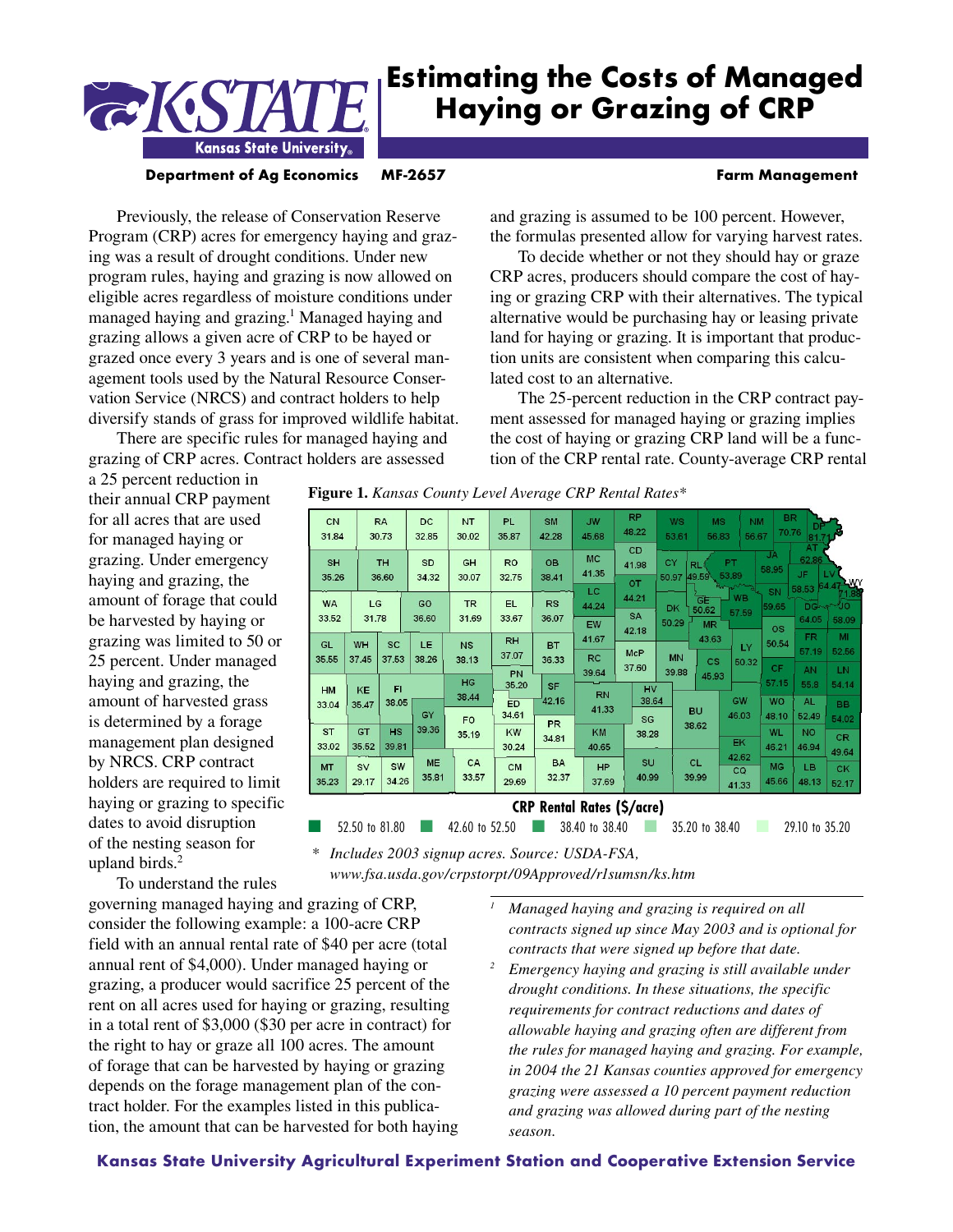# Estimating the Costs of Managed Haying or Grazing of CRP

**Department of Ag Economics MF-2657 Farm Management**

Previously, the release of Conservation Reserve Program (CRP) acres for emergency haying and grazing was a result of drought conditions. Under new program rules, haying and grazing is now allowed on eligible acres regardless of moisture conditions under managed haying and grazing.[1] Managed haying and grazing allows a given acre of CRP to be hayed or grazed once every 3 years and is one of several management tools used by the Natural Resource Conservation Service (NRCS) and contract holders to help diversify stands of grass for improved wildlife habitat.

There are specific rules for managed haying and grazing of CRP acres. Contract holders are assessed a 25 percent reduction in their annual CRP payment for all acres that are used for managed haying or grazing. Under emergency haying and grazing, the amount of forage that could be harvested by haying or grazing was limited to 50 or 25 percent. Under managed haying and grazing, the amount of harvested grass is determined by a forage management plan designed by NRCS. CRP contract holders are required to limit haying or grazing to specific dates to avoid disruption of the nesting season for upland birds.[2]

To understand the rules governing managed haying and grazing of CRP, consider the following example: a 100-acre CRP field with an annual rental rate of $40 per acre (total annual rent of $4,000). Under managed haying or grazing, a producer would sacrifice 25 percent of the rent on all acres used for haying or grazing, resulting in a total rent of $3,000 ($30 per acre in contract) for the right to hay or graze all 100 acres. The amount of forage that can be harvested by haying or grazing depends on the forage management plan of the contract holder. For the examples listed in this publication, the amount that can be harvested for both haying and grazing is assumed to be 100 percent. However, the formulas presented allow for varying harvest rates.

To decide whether or not they should hay or graze CRP acres, producers should compare the cost of haying or grazing CRP with their alternatives. The typical alternative would be purchasing hay or leasing private land for haying or grazing. It is important that production units are consistent when comparing this calculated cost to an alternative.

The 25-percent reduction in the CRP contract payment assessed for managed haying or grazing implies the cost of haying or grazing CRP land will be a function of the CRP rental rate. County-average CRP rental

**Figure 1.** *Kansas County Level Average CRP Rental Rates\**

| County | Rate | County | Rate | County | Rate | County | Rate |
|---|---|---|---|---|---|---|---|
| CN | 31.84 | RA | 30.73 | DC | 32.85 | NT | 30.02 |
| PL | 35.87 | SM | 42.28 | JW | 45.68 | RP | 48.22 |
| WS | 53.61 | MS | 56.83 | NM | 56.67 | BR | 70.76 |
| DP | 81.71 | SH | 35.26 | TH | 36.60 | SD | 34.32 |
| GH | 30.07 | RO | 32.75 | OB | 38.41 | MC | 41.35 |
| CD | 41.98 | CY | 50.97 | RL | 49.59 | PT | 53.89 |
| JA | 58.95 | AT | 62.86 | JF | 58.53 | LV | 64.47 |
| WY | 71.88 | WA | 33.52 | LG | 31.78 | GO | 36.60 |
| TR | 31.69 | EL | 33.67 | RS | 36.07 | LC | 44.24 |
| OT | 44.21 | DK | 50.29 | GE | 50.62 | WB | 57.59 |
| SN | 59.65 | DG | 64.05 | JO | 58.09 | GL | 35.55 |
| WH | 37.45 | SC | 37.53 | LE | 38.26 | NS | 38.13 |
| RH | 37.07 | BT | 36.33 | EW | 41.67 | SA | 42.18 |
| MR | 43.63 | LY | 50.32 | OS | 50.54 | FR | 57.19 |
| MI | 52.56 | RC | 39.64 | McP | 37.60 | MN | 39.88 |
| CS | 45.93 | CF | 57.15 | AN | 55.8 | LN | 54.14 |
| HM | 33.04 | KE | 35.47 | FI | 38.05 | HG | 38.44 |
| PN | 35.20 | SF | 42.16 | ED | 34.61 | RN | 41.33 |
| HV | 38.64 | GW | 46.03 | WO | 48.10 | AL | 52.49 |
| BB | 54.02 | GY | 39.36 | FO | 35.19 | PR | 34.81 |
| SG | 38.28 | BU | 38.62 | ST | 33.02 | GT | 35.52 |
| HS | 39.81 | KW | 30.24 | KM | 40.65 | EK | 42.62 |
| WL | 46.21 | NO | 46.94 | CR | 49.64 | MT | 35.23 |
| SV | 29.17 | SW | 34.26 | ME | 35.81 | CA | 33.57 |
| CM | 29.69 | BA | 32.37 | HP | 37.69 | SU | 40.99 |
| CL | 39.99 | CQ | 41.33 | MG | 45.66 | LB | 48.13 |
| CK | 52.17 | | | | | | |

**CRP Rental Rates ($/acre)**

52.50 to 81.80 | 42.60 to 52.50 | 38.40 to 38.40 | 35.20 to 38.40 | 29.10 to 35.20

\* *Includes 2003 signup acres. Source: USDA-FSA, www.fsa.usda.gov/crpstorpt/09Approved/r1sumsn/ks.htm*

---

[1] *Managed haying and grazing is required on all contracts signed up since May 2003 and is optional for contracts that were signed up before that date.*

[2] *Emergency haying and grazing is still available under drought conditions. In these situations, the specific requirements for contract reductions and dates of allowable haying and grazing often are different from the rules for managed haying and grazing. For example, in 2004 the 21 Kansas counties approved for emergency grazing were assessed a 10 percent payment reduction and grazing was allowed during part of the nesting season.*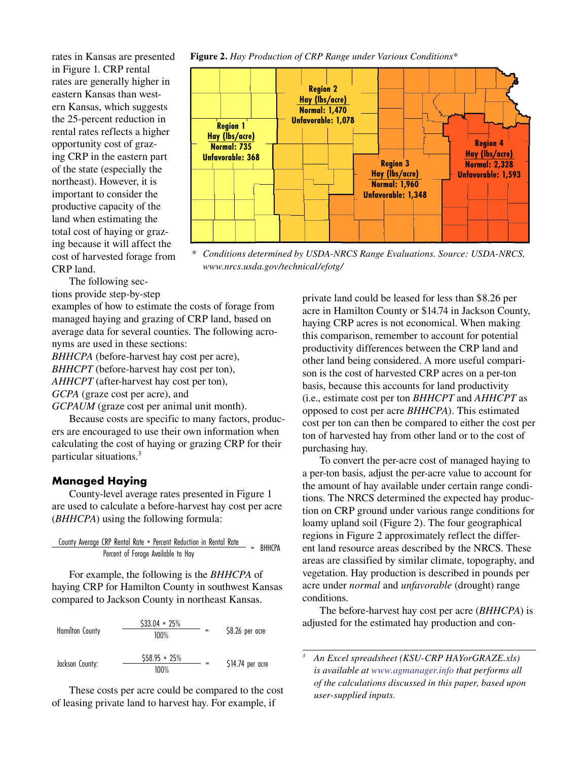rates in Kansas are presented in Figure 1. CRP rental rates are generally higher in eastern Kansas than western Kansas, which suggests the 25-percent reduction in rental rates reflects a higher opportunity cost of grazing CRP in the eastern part of the state (especially the northeast). However, it is important to consider the productive capacity of the land when estimating the total cost of haying or grazing because it will affect the cost of harvested forage from CRP land.

**Figure 2.** *Hay Production of CRP Range under Various Conditions**

Region 1 Hay (lbs/acre) Normal: 735 Unfavorable: 368

Region 2 Hay (lbs/acre) Normal: 1,470 Unfavorable: 1,078

Region 3 Hay (lbs/acre) Normal: 1,960 Unfavorable: 1,348

Region 4 Hay (lbs/acre) Normal: 2,328 Unfavorable: 1,593

* *Conditions determined by USDA-NRCS Range Evaluations. Source: USDA-NRCS, www.nrcs.usda.gov/technical/efotg/*

The following sections provide step-by-step examples of how to estimate the costs of forage from managed haying and grazing of CRP land, based on average data for several counties. The following acronyms are used in these sections:
*BHHCPA* (before-harvest hay cost per acre),
*BHHCPT* (before-harvest hay cost per ton),
*AHHCPT* (after-harvest hay cost per ton),
*GCPA* (graze cost per acre), and
*GCPAUM* (graze cost per animal unit month).

Because costs are specific to many factors, producers are encouraged to use their own information when calculating the cost of haying or grazing CRP for their particular situations.[3]

## Managed Haying

County-level average rates presented in Figure 1 are used to calculate a before-harvest hay cost per acre (*BHHCPA*) using the following formula:

$$\frac{\text{County Average CRP Rental Rate} \times \text{Percent Reduction in Rental Rate}}{\text{Percent of Forage Available to Hay}} = \text{BHHCPA}$$

For example, the following is the *BHHCPA* of haying CRP for Hamilton County in southwest Kansas compared to Jackson County in northeast Kansas.

$$\text{Hamilton County} \quad \frac{\$33.04 \times 25\%}{100\%} = \$8.26 \text{ per acre}$$

$$\text{Jackson County:} \quad \frac{\$58.95 \times 25\%}{100\%} = \$14.74 \text{ per acre}$$

These costs per acre could be compared to the cost of leasing private land to harvest hay. For example, if private land could be leased for less than $8.26 per acre in Hamilton County or $14.74 in Jackson County, haying CRP acres is not economical. When making this comparison, remember to account for potential productivity differences between the CRP land and other land being considered. A more useful comparison is the cost of harvested CRP acres on a per-ton basis, because this accounts for land productivity (i.e., estimate cost per ton *BHHCPT* and *AHHCPT* as opposed to cost per acre *BHHCPA*). This estimated cost per ton can then be compared to either the cost per ton of harvested hay from other land or to the cost of purchasing hay.

To convert the per-acre cost of managed haying to a per-ton basis, adjust the per-acre value to account for the amount of hay available under certain range conditions. The NRCS determined the expected hay production on CRP ground under various range conditions for loamy upland soil (Figure 2). The four geographical regions in Figure 2 approximately reflect the different land resource areas described by the NRCS. These areas are classified by similar climate, topography, and vegetation. Hay production is described in pounds per acre under *normal* and *unfavorable* (drought) range conditions.

The before-harvest hay cost per acre (*BHHCPA*) is adjusted for the estimated hay production and con-

[3] *An Excel spreadsheet (KSU-CRP HAYorGRAZE.xls) is available at www.agmanager.info that performs all of the calculations discussed in this paper, based upon user-supplied inputs.*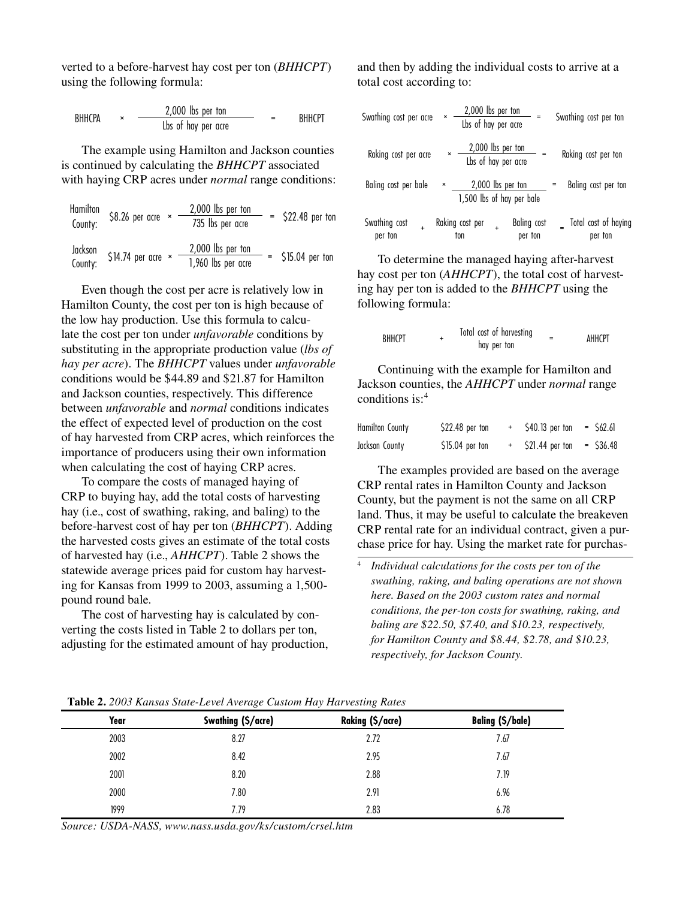verted to a before-harvest hay cost per ton (*BHHCPT*) using the following formula:

$$\text{BHHCPA} \times \frac{\text{2,000 lbs per ton}}{\text{Lbs of hay per acre}} = \text{BHHCPT}$$

The example using Hamilton and Jackson counties is continued by calculating the *BHHCPT* associated with haying CRP acres under *normal* range conditions:

$$\text{Hamilton County: } \$8.26 \text{ per acre} \times \frac{\text{2,000 lbs per ton}}{\text{735 lbs per acre}} = \$22.48 \text{ per ton}$$

$$\text{Jackson County: } \$14.74 \text{ per acre} \times \frac{\text{2,000 lbs per ton}}{\text{1,960 lbs per acre}} = \$15.04 \text{ per ton}$$

Even though the cost per acre is relatively low in Hamilton County, the cost per ton is high because of the low hay production. Use this formula to calculate the cost per ton under *unfavorable* conditions by substituting in the appropriate production value (*lbs of hay per acre*). The *BHHCPT* values under *unfavorable* conditions would be $44.89 and $21.87 for Hamilton and Jackson counties, respectively. This difference between *unfavorable* and *normal* conditions indicates the effect of expected level of production on the cost of hay harvested from CRP acres, which reinforces the importance of producers using their own information when calculating the cost of haying CRP acres.

To compare the costs of managed haying of CRP to buying hay, add the total costs of harvesting hay (i.e., cost of swathing, raking, and baling) to the before-harvest cost of hay per ton (*BHHCPT*). Adding the harvested costs gives an estimate of the total costs of harvested hay (i.e., *AHHCPT*). Table 2 shows the statewide average prices paid for custom hay harvesting for Kansas from 1999 to 2003, assuming a 1,500-pound round bale.

The cost of harvesting hay is calculated by converting the costs listed in Table 2 to dollars per ton, adjusting for the estimated amount of hay production, and then by adding the individual costs to arrive at a total cost according to:

$$\text{Swathing cost per acre} \times \frac{\text{2,000 lbs per ton}}{\text{Lbs of hay per acre}} = \text{Swathing cost per ton}$$

$$\text{Raking cost per acre} \times \frac{\text{2,000 lbs per ton}}{\text{Lbs of hay per acre}} = \text{Raking cost per ton}$$

$$\text{Baling cost per bale} \times \frac{\text{2,000 lbs per ton}}{\text{1,500 lbs of hay per bale}} = \text{Baling cost per ton}$$

$$\text{Swathing cost per ton} + \text{Raking cost per ton} + \text{Baling cost per ton} = \text{Total cost of haying per ton}$$

To determine the managed haying after-harvest hay cost per ton (*AHHCPT*), the total cost of harvesting hay per ton is added to the *BHHCPT* using the following formula:

$$\text{BHHCPT} + \text{Total cost of harvesting hay per ton} = \text{AHHCPT}$$

Continuing with the example for Hamilton and Jackson counties, the *AHHCPT* under *normal* range conditions is:[4]

| | | | | |
|---|---|---|---|---|
| Hamilton County | $22.48 per ton | + | $40.13 per ton | = $62.61 |
| Jackson County | $15.04 per ton | + | $21.44 per ton | = $36.48 |

The examples provided are based on the average CRP rental rates in Hamilton County and Jackson County, but the payment is not the same on all CRP land. Thus, it may be useful to calculate the breakeven CRP rental rate for an individual contract, given a purchase price for hay. Using the market rate for purchas-

[4] *Individual calculations for the costs per ton of the swathing, raking, and baling operations are not shown here. Based on the 2003 custom rates and normal conditions, the per-ton costs for swathing, raking, and baling are $22.50, $7.40, and $10.23, respectively, for Hamilton County and $8.44, $2.78, and $10.23, respectively, for Jackson County.*

**Table 2.** *2003 Kansas State-Level Average Custom Hay Harvesting Rates*

| Year | Swathing ($/acre) | Raking ($/acre) | Baling ($/bale) |
|---|---|---|---|
| 2003 | 8.27 | 2.72 | 7.67 |
| 2002 | 8.42 | 2.95 | 7.67 |
| 2001 | 8.20 | 2.88 | 7.19 |
| 2000 | 7.80 | 2.91 | 6.96 |
| 1999 | 7.79 | 2.83 | 6.78 |

*Source: USDA-NASS, www.nass.usda.gov/ks/custom/crsel.htm*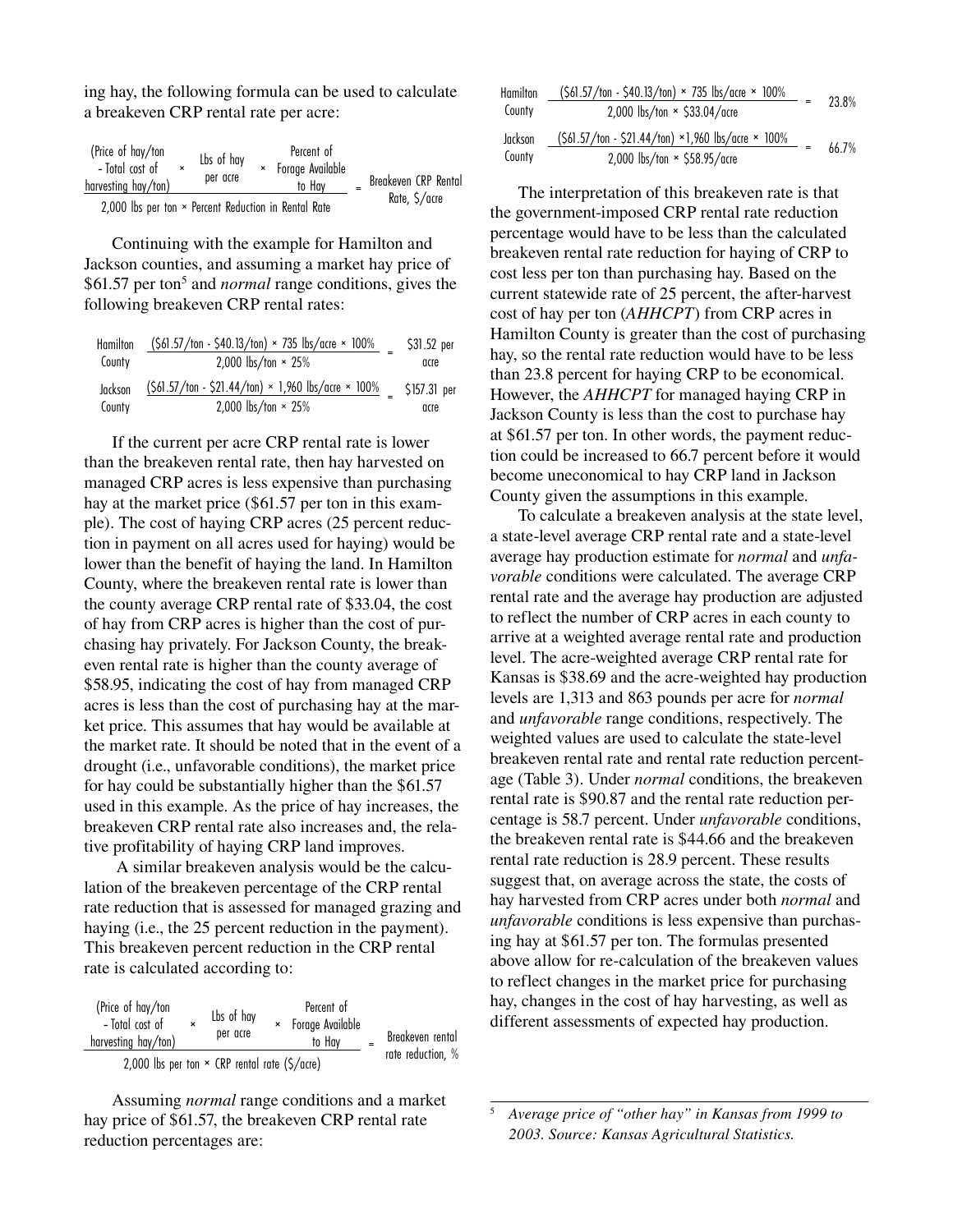ing hay, the following formula can be used to calculate a breakeven CRP rental rate per acre:

$$\frac{(\text{Price of hay/ton} - \text{Total cost of harvesting hay/ton}) \times \text{Lbs of hay per acre} \times \text{Percent of Forage Available to Hay}}{2{,}000 \text{ lbs per ton} \times \text{Percent Reduction in Rental Rate}} = \text{Breakeven CRP Rental Rate, \$/acre}$$

Continuing with the example for Hamilton and Jackson counties, and assuming a market hay price of \$61.57 per ton[5] and *normal* range conditions, gives the following breakeven CRP rental rates:

Hamilton County

$$\frac{(\$61.57/\text{ton} - \$40.13/\text{ton}) \times 735 \text{ lbs/acre} \times 100\%}{2{,}000 \text{ lbs/ton} \times 25\%} = \$31.52 \text{ per acre}$$

Jackson County

$$\frac{(\$61.57/\text{ton} - \$21.44/\text{ton}) \times 1{,}960 \text{ lbs/acre} \times 100\%}{2{,}000 \text{ lbs/ton} \times 25\%} = \$157.31 \text{ per acre}$$

If the current per acre CRP rental rate is lower than the breakeven rental rate, then hay harvested on managed CRP acres is less expensive than purchasing hay at the market price (\$61.57 per ton in this example). The cost of haying CRP acres (25 percent reduction in payment on all acres used for haying) would be lower than the benefit of haying the land. In Hamilton County, where the breakeven rental rate is lower than the county average CRP rental rate of \$33.04, the cost of hay from CRP acres is higher than the cost of purchasing hay privately. For Jackson County, the breakeven rental rate is higher than the county average of \$58.95, indicating the cost of hay from managed CRP acres is less than the cost of purchasing hay at the market price. This assumes that hay would be available at the market rate. It should be noted that in the event of a drought (i.e., unfavorable conditions), the market price for hay could be substantially higher than the \$61.57 used in this example. As the price of hay increases, the breakeven CRP rental rate also increases and, the relative profitability of haying CRP land improves.

A similar breakeven analysis would be the calculation of the breakeven percentage of the CRP rental rate reduction that is assessed for managed grazing and haying (i.e., the 25 percent reduction in the payment). This breakeven percent reduction in the CRP rental rate is calculated according to:

$$\frac{(\text{Price of hay/ton} - \text{Total cost of harvesting hay/ton}) \times \text{Lbs of hay per acre} \times \text{Percent of Forage Available to Hay}}{2{,}000 \text{ lbs per ton} \times \text{CRP rental rate (\$/acre)}} = \text{Breakeven rental rate reduction, \%}$$

Assuming *normal* range conditions and a market hay price of \$61.57, the breakeven CRP rental rate reduction percentages are:

Hamilton County

$$\frac{(\$61.57/\text{ton} - \$40.13/\text{ton}) \times 735 \text{ lbs/acre} \times 100\%}{2{,}000 \text{ lbs/ton} \times \$33.04/\text{acre}} = 23.8\%$$

Jackson County

$$\frac{(\$61.57/\text{ton} - \$21.44/\text{ton}) \times 1{,}960 \text{ lbs/acre} \times 100\%}{2{,}000 \text{ lbs/ton} \times \$58.95/\text{acre}} = 66.7\%$$

The interpretation of this breakeven rate is that the government-imposed CRP rental rate reduction percentage would have to be less than the calculated breakeven rental rate reduction for haying of CRP to cost less per ton than purchasing hay. Based on the current statewide rate of 25 percent, the after-harvest cost of hay per ton (*AHHCPT*) from CRP acres in Hamilton County is greater than the cost of purchasing hay, so the rental rate reduction would have to be less than 23.8 percent for haying CRP to be economical. However, the *AHHCPT* for managed haying CRP in Jackson County is less than the cost to purchase hay at \$61.57 per ton. In other words, the payment reduction could be increased to 66.7 percent before it would become uneconomical to hay CRP land in Jackson County given the assumptions in this example.

To calculate a breakeven analysis at the state level, a state-level average CRP rental rate and a state-level average hay production estimate for *normal* and *unfavorable* conditions were calculated. The average CRP rental rate and the average hay production are adjusted to reflect the number of CRP acres in each county to arrive at a weighted average rental rate and production level. The acre-weighted average CRP rental rate for Kansas is \$38.69 and the acre-weighted hay production levels are 1,313 and 863 pounds per acre for *normal* and *unfavorable* range conditions, respectively. The weighted values are used to calculate the state-level breakeven rental rate and rental rate reduction percentage (Table 3). Under *normal* conditions, the breakeven rental rate is \$90.87 and the rental rate reduction percentage is 58.7 percent. Under *unfavorable* conditions, the breakeven rental rate is \$44.66 and the breakeven rental rate reduction is 28.9 percent. These results suggest that, on average across the state, the costs of hay harvested from CRP acres under both *normal* and *unfavorable* conditions is less expensive than purchasing hay at \$61.57 per ton. The formulas presented above allow for re-calculation of the breakeven values to reflect changes in the market price for purchasing hay, changes in the cost of hay harvesting, as well as different assessments of expected hay production.

---

[5] *Average price of "other hay" in Kansas from 1999 to 2003. Source: Kansas Agricultural Statistics.*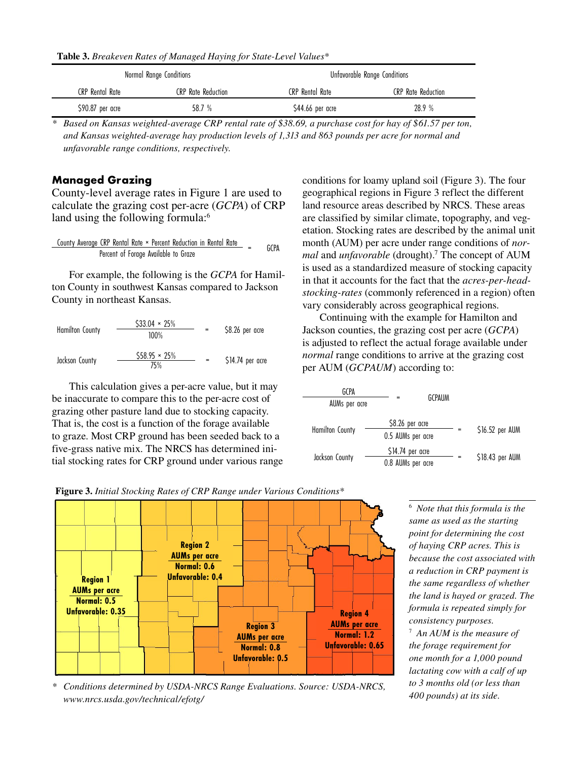**Table 3.** *Breakeven Rates of Managed Haying for State-Level Values**

| Normal Range Conditions | | Unfavorable Range Conditions | |
|---|---|---|---|
| CRP Rental Rate | CRP Rate Reduction | CRP Rental Rate | CRP Rate Reduction |
| $90.87 per acre | 58.7 % | $44.66 per acre | 28.9 % |

\* *Based on Kansas weighted-average CRP rental rate of $38.69, a purchase cost for hay of $61.57 per ton, and Kansas weighted-average hay production levels of 1,313 and 863 pounds per acre for normal and unfavorable range conditions, respectively.*

## Managed Grazing

County-level average rates in Figure 1 are used to calculate the grazing cost per-acre (*GCPA*) of CRP land using the following formula:[6]

$$\frac{\text{County Average CRP Rental Rate} \times \text{Percent Reduction in Rental Rate}}{\text{Percent of Forage Available to Graze}} = \text{GCPA}$$

For example, the following is the *GCPA* for Hamilton County in southwest Kansas compared to Jackson County in northeast Kansas.

$$\text{Hamilton County} \quad \frac{\$33.04 \times 25\%}{100\%} = \$8.26 \text{ per acre}$$

$$\text{Jackson County} \quad \frac{\$58.95 \times 25\%}{75\%} = \$14.74 \text{ per acre}$$

This calculation gives a per-acre value, but it may be inaccurate to compare this to the per-acre cost of grazing other pasture land due to stocking capacity. That is, the cost is a function of the forage available to graze. Most CRP ground has been seeded back to a five-grass native mix. The NRCS has determined initial stocking rates for CRP ground under various range conditions for loamy upland soil (Figure 3). The four geographical regions in Figure 3 reflect the different land resource areas described by NRCS. These areas are classified by similar climate, topography, and vegetation. Stocking rates are described by the animal unit month (AUM) per acre under range conditions of *normal* and *unfavorable* (drought).[7] The concept of AUM is used as a standardized measure of stocking capacity in that it accounts for the fact that the *acres-per-head-stocking-rates* (commonly referenced in a region) often vary considerably across geographical regions.

Continuing with the example for Hamilton and Jackson counties, the grazing cost per acre (*GCPA*) is adjusted to reflect the actual forage available under *normal* range conditions to arrive at the grazing cost per AUM (*GCPAUM*) according to:

$$\frac{\text{GCPA}}{\text{AUMs per acre}} = \text{GCPAUM}$$

$$\text{Hamilton County} \quad \frac{\$8.26 \text{ per acre}}{0.5 \text{ AUMs per acre}} = \$16.52 \text{ per AUM}$$

$$\text{Jackson County} \quad \frac{\$14.74 \text{ per acre}}{0.8 \text{ AUMs per acre}} = \$18.43 \text{ per AUM}$$

**Figure 3.** *Initial Stocking Rates of CRP Range under Various Conditions**

Region 1 — AUMs per acre — Normal: 0.5 — Unfavorable: 0.35

Region 2 — AUMs per acre — Normal: 0.6 — Unfavorable: 0.4

Region 3 — AUMs per acre — Normal: 0.8 — Unfavorable: 0.5

Region 4 — AUMs per acre — Normal: 1.2 — Unfavorable: 0.65

\* *Conditions determined by USDA-NRCS Range Evaluations. Source: USDA-NRCS, www.nrcs.usda.gov/technical/efotg/*

[6] *Note that this formula is the same as used as the starting point for determining the cost of haying CRP acres. This is because the cost associated with a reduction in CRP payment is the same regardless of whether the land is hayed or grazed. The formula is repeated simply for consistency purposes.*

[7] *An AUM is the measure of the forage requirement for one month for a 1,000 pound lactating cow with a calf of up to 3 months old (or less than 400 pounds) at its side.*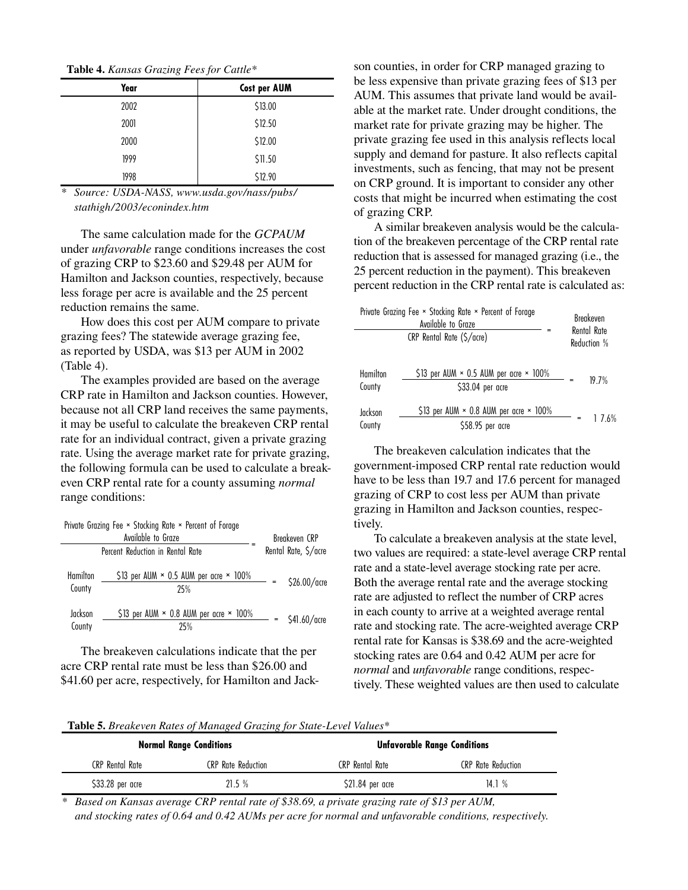**Table 4.** *Kansas Grazing Fees for Cattle**

| Year | Cost per AUM |
|---|---|
| 2002 | $13.00 |
| 2001 | $12.50 |
| 2000 | $12.00 |
| 1999 | $11.50 |
| 1998 | $12.90 |

\* *Source: USDA-NASS, www.usda.gov/nass/pubs/stathigh/2003/econindex.htm*

The same calculation made for the *GCPAUM* under *unfavorable* range conditions increases the cost of grazing CRP to $23.60 and $29.48 per AUM for Hamilton and Jackson counties, respectively, because less forage per acre is available and the 25 percent reduction remains the same.

How does this cost per AUM compare to private grazing fees? The statewide average grazing fee, as reported by USDA, was $13 per AUM in 2002 (Table 4).

The examples provided are based on the average CRP rate in Hamilton and Jackson counties. However, because not all CRP land receives the same payments, it may be useful to calculate the breakeven CRP rental rate for an individual contract, given a private grazing rate. Using the average market rate for private grazing, the following formula can be used to calculate a breakeven CRP rental rate for a county assuming *normal* range conditions:

$$\frac{\text{Private Grazing Fee} \times \text{Stocking Rate} \times \text{Percent of Forage Available to Graze}}{\text{Percent Reduction in Rental Rate}} = \text{Breakeven CRP Rental Rate, \$/acre}$$

Hamilton County
$$\frac{\$13 \text{ per AUM} \times 0.5 \text{ AUM per acre} \times 100\%}{25\%} = \$26.00/\text{acre}$$

Jackson County
$$\frac{\$13 \text{ per AUM} \times 0.8 \text{ AUM per acre} \times 100\%}{25\%} = \$41.60/\text{acre}$$

The breakeven calculations indicate that the per acre CRP rental rate must be less than $26.00 and $41.60 per acre, respectively, for Hamilton and Jackson counties, in order for CRP managed grazing to be less expensive than private grazing fees of $13 per AUM. This assumes that private land would be available at the market rate. Under drought conditions, the market rate for private grazing may be higher. The private grazing fee used in this analysis reflects local supply and demand for pasture. It also reflects capital investments, such as fencing, that may not be present on CRP ground. It is important to consider any other costs that might be incurred when estimating the cost of grazing CRP.

A similar breakeven analysis would be the calculation of the breakeven percentage of the CRP rental rate reduction that is assessed for managed grazing (i.e., the 25 percent reduction in the payment). This breakeven percent reduction in the CRP rental rate is calculated as:

$$\frac{\text{Private Grazing Fee} \times \text{Stocking Rate} \times \text{Percent of Forage Available to Graze}}{\text{CRP Rental Rate (\$/acre)}} = \text{Breakeven Rental Rate Reduction \%}$$

Hamilton County
$$\frac{\$13 \text{ per AUM} \times 0.5 \text{ AUM per acre} \times 100\%}{\$33.04 \text{ per acre}} = 19.7\%$$

Jackson County
$$\frac{\$13 \text{ per AUM} \times 0.8 \text{ AUM per acre} \times 100\%}{\$58.95 \text{ per acre}} = 17.6\%$$

The breakeven calculation indicates that the government-imposed CRP rental rate reduction would have to be less than 19.7 and 17.6 percent for managed grazing of CRP to cost less per AUM than private grazing in Hamilton and Jackson counties, respectively.

To calculate a breakeven analysis at the state level, two values are required: a state-level average CRP rental rate and a state-level average stocking rate per acre. Both the average rental rate and the average stocking rate are adjusted to reflect the number of CRP acres in each county to arrive at a weighted average rental rate and stocking rate. The acre-weighted average CRP rental rate for Kansas is $38.69 and the acre-weighted stocking rates are 0.64 and 0.42 AUM per acre for *normal* and *unfavorable* range conditions, respectively. These weighted values are then used to calculate

**Table 5.** *Breakeven Rates of Managed Grazing for State-Level Values**

| Normal Range Conditions | | Unfavorable Range Conditions | |
|---|---|---|---|
| CRP Rental Rate | CRP Rate Reduction | CRP Rental Rate | CRP Rate Reduction |
| $33.28 per acre | 21.5 % | $21.84 per acre | 14.1 % |

\* *Based on Kansas average CRP rental rate of $38.69, a private grazing rate of $13 per AUM, and stocking rates of 0.64 and 0.42 AUMs per acre for normal and unfavorable conditions, respectively.*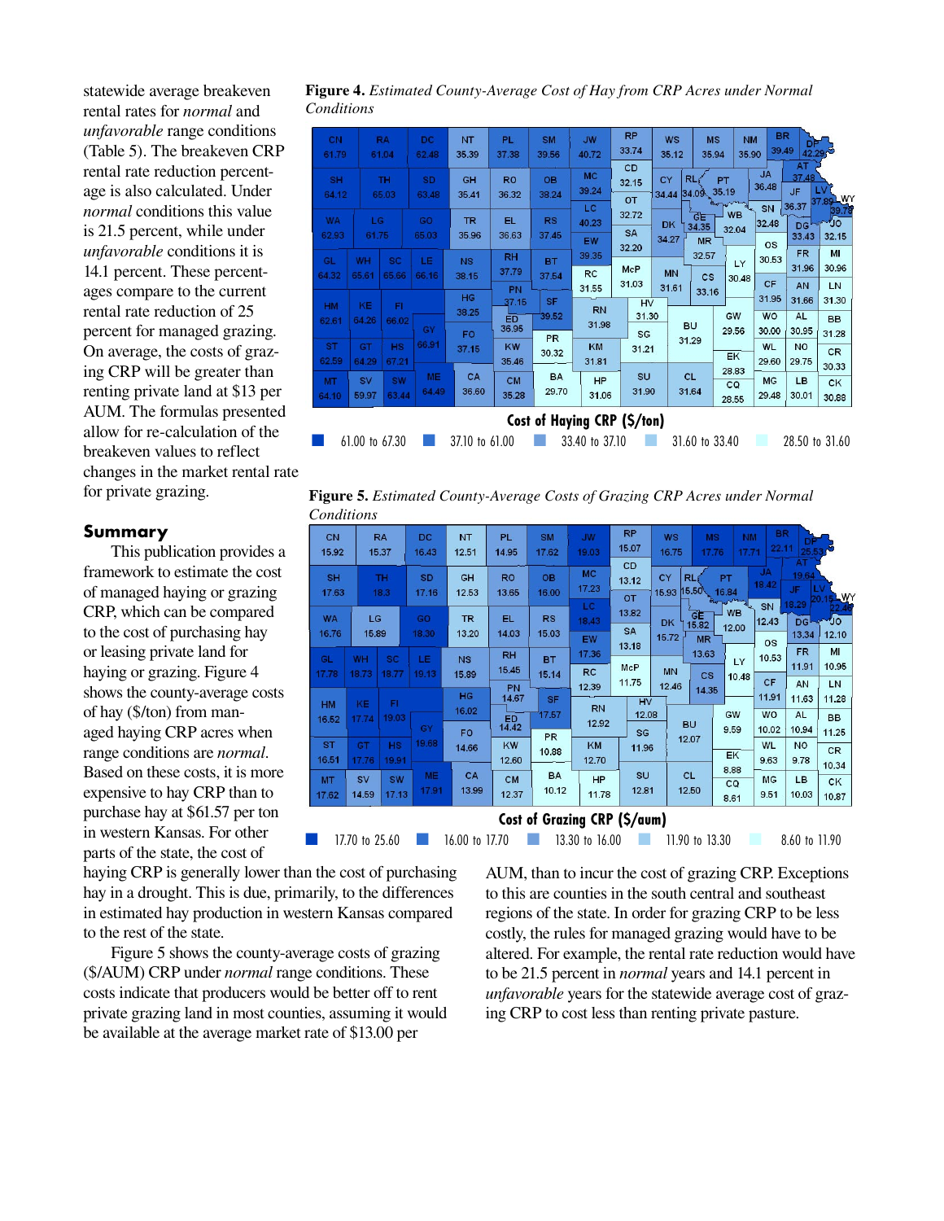statewide average breakeven rental rates for *normal* and *unfavorable* range conditions (Table 5). The breakeven CRP rental rate reduction percentage is also calculated. Under *normal* conditions this value is 21.5 percent, while under *unfavorable* conditions it is 14.1 percent. These percentages compare to the current rental rate reduction of 25 percent for managed grazing. On average, the costs of grazing CRP will be greater than renting private land at $13 per AUM. The formulas presented allow for re-calculation of the breakeven values to reflect changes in the market rental rate for private grazing.

**Figure 4.** *Estimated County-Average Cost of Hay from CRP Acres under Normal Conditions*

**Figure 5.** *Estimated County-Average Costs of Grazing CRP Acres under Normal Conditions*

## Summary

This publication provides a framework to estimate the cost of managed haying or grazing CRP, which can be compared to the cost of purchasing hay or leasing private land for haying or grazing. Figure 4 shows the county-average costs of hay ($/ton) from managed haying CRP acres when range conditions are *normal*. Based on these costs, it is more expensive to hay CRP than to purchase hay at $61.57 per ton in western Kansas. For other parts of the state, the cost of haying CRP is generally lower than the cost of purchasing hay in a drought. This is due, primarily, to the differences in estimated hay production in western Kansas compared to the rest of the state.

Figure 5 shows the county-average costs of grazing ($/AUM) CRP under *normal* range conditions. These costs indicate that producers would be better off to rent private grazing land in most counties, assuming it would be available at the average market rate of $13.00 per AUM, than to incur the cost of grazing CRP. Exceptions to this are counties in the south central and southeast regions of the state. In order for grazing CRP to be less costly, the rules for managed grazing would have to be altered. For example, the rental rate reduction would have to be 21.5 percent in *normal* years and 14.1 percent in *unfavorable* years for the statewide average cost of grazing CRP to cost less than renting private pasture.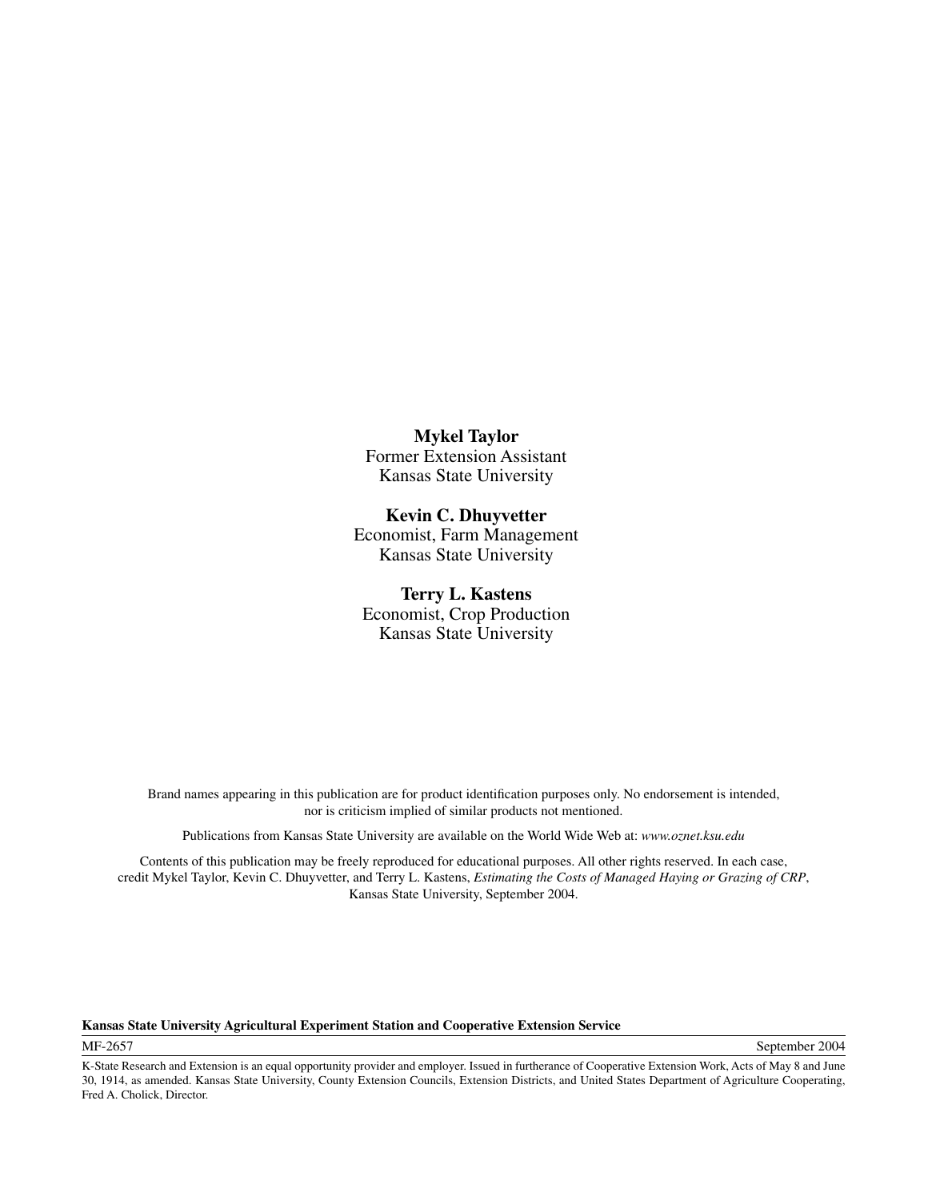**Mykel Taylor**
Former Extension Assistant
Kansas State University

**Kevin C. Dhuyvetter**
Economist, Farm Management
Kansas State University

**Terry L. Kastens**
Economist, Crop Production
Kansas State University

Brand names appearing in this publication are for product identification purposes only. No endorsement is intended, nor is criticism implied of similar products not mentioned.

Publications from Kansas State University are available on the World Wide Web at: *www.oznet.ksu.edu*

Contents of this publication may be freely reproduced for educational purposes. All other rights reserved. In each case, credit Mykel Taylor, Kevin C. Dhuyvetter, and Terry L. Kastens, *Estimating the Costs of Managed Haying or Grazing of CRP*, Kansas State University, September 2004.

**Kansas State University Agricultural Experiment Station and Cooperative Extension Service**

MF-2657 September 2004

K-State Research and Extension is an equal opportunity provider and employer. Issued in furtherance of Cooperative Extension Work, Acts of May 8 and June 30, 1914, as amended. Kansas State University, County Extension Councils, Extension Districts, and United States Department of Agriculture Cooperating, Fred A. Cholick, Director.